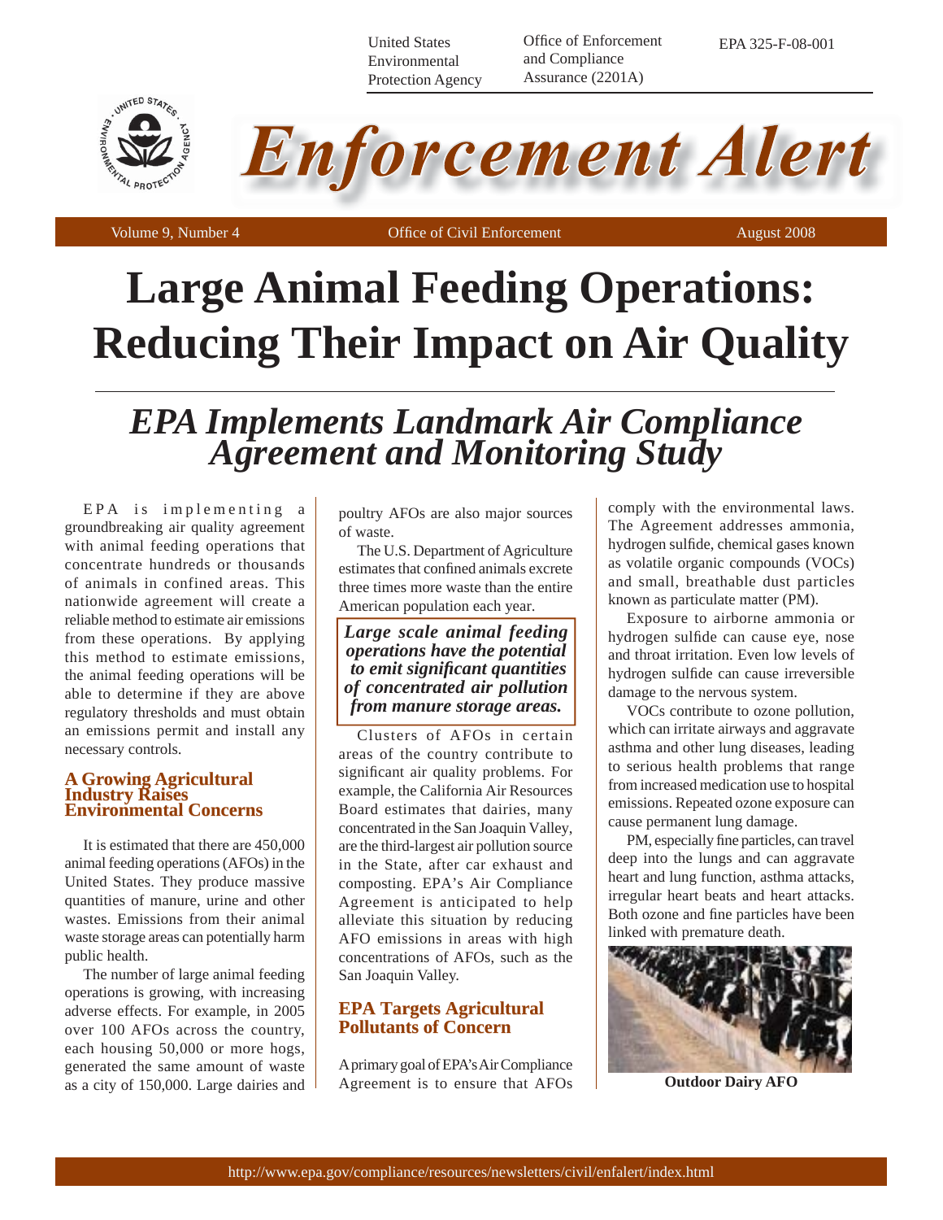United States Environmental Protection Agency | Office of Enforcement and Compliance Assurance (2201A) | EPA 325-F-08-001

# Enforcement Alert

Volume 9, Number 4 | Office of Civil Enforcement | August 2008

# Large Animal Feeding Operations: Reducing Their Impact on Air Quality

## *EPA Implements Landmark Air Compliance Agreement and Monitoring Study*

EPA is implementing a groundbreaking air quality agreement with animal feeding operations that concentrate hundreds or thousands of animals in confined areas. This nationwide agreement will create a reliable method to estimate air emissions from these operations. By applying this method to estimate emissions, the animal feeding operations will be able to determine if they are above regulatory thresholds and must obtain an emissions permit and install any necessary controls.

### A Growing Agricultural Industry Raises Environmental Concerns

It is estimated that there are 450,000 animal feeding operations (AFOs) in the United States. They produce massive quantities of manure, urine and other wastes. Emissions from their animal waste storage areas can potentially harm public health.

The number of large animal feeding operations is growing, with increasing adverse effects. For example, in 2005 over 100 AFOs across the country, each housing 50,000 or more hogs, generated the same amount of waste as a city of 150,000. Large dairies and poultry AFOs are also major sources of waste.

The U.S. Department of Agriculture estimates that confined animals excrete three times more waste than the entire American population each year.

***Large scale animal feeding operations have the potential to emit significant quantities of concentrated air pollution from manure storage areas.***

Clusters of AFOs in certain areas of the country contribute to significant air quality problems. For example, the California Air Resources Board estimates that dairies, many concentrated in the San Joaquin Valley, are the third-largest air pollution source in the State, after car exhaust and composting. EPA's Air Compliance Agreement is anticipated to help alleviate this situation by reducing AFO emissions in areas with high concentrations of AFOs, such as the San Joaquin Valley.

### EPA Targets Agricultural Pollutants of Concern

A primary goal of EPA's Air Compliance Agreement is to ensure that AFOs comply with the environmental laws. The Agreement addresses ammonia, hydrogen sulfide, chemical gases known as volatile organic compounds (VOCs) and small, breathable dust particles known as particulate matter (PM).

Exposure to airborne ammonia or hydrogen sulfide can cause eye, nose and throat irritation. Even low levels of hydrogen sulfide can cause irreversible damage to the nervous system.

VOCs contribute to ozone pollution, which can irritate airways and aggravate asthma and other lung diseases, leading to serious health problems that range from increased medication use to hospital emissions. Repeated ozone exposure can cause permanent lung damage.

PM, especially fine particles, can travel deep into the lungs and can aggravate heart and lung function, asthma attacks, irregular heart beats and heart attacks. Both ozone and fine particles have been linked with premature death.

**Outdoor Dairy AFO**

http://www.epa.gov/compliance/resources/newsletters/civil/enfalert/index.html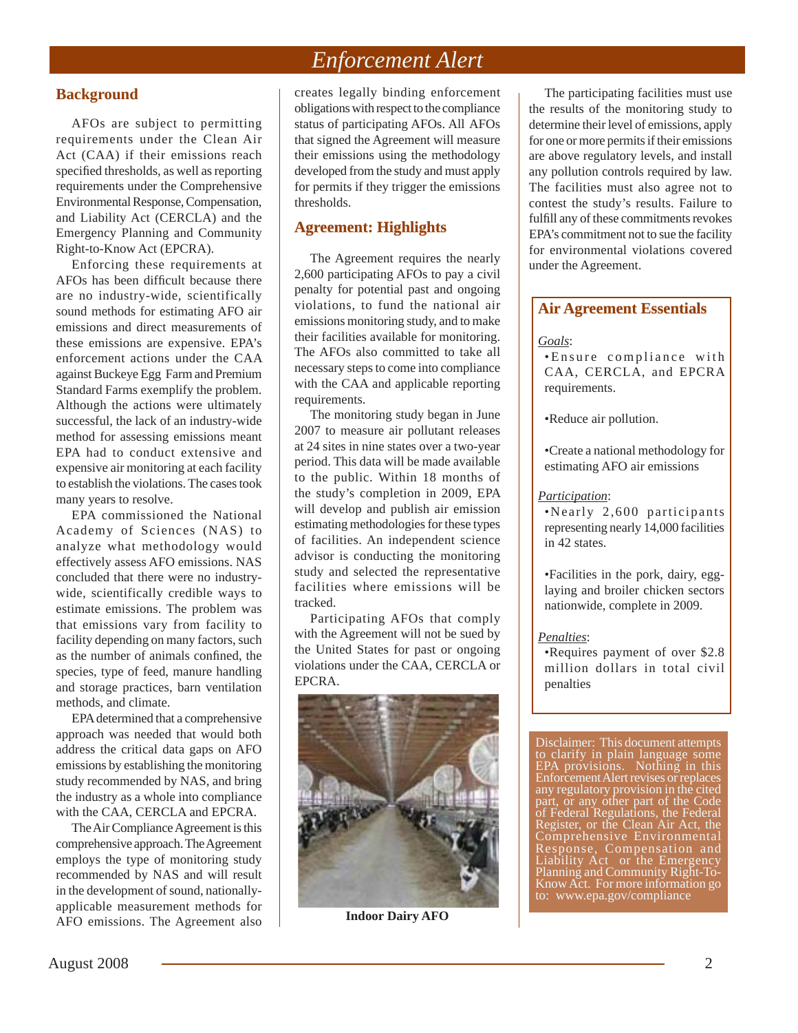## Background

AFOs are subject to permitting requirements under the Clean Air Act (CAA) if their emissions reach specified thresholds, as well as reporting requirements under the Comprehensive Environmental Response, Compensation, and Liability Act (CERCLA) and the Emergency Planning and Community Right-to-Know Act (EPCRA).

Enforcing these requirements at AFOs has been difficult because there are no industry-wide, scientifically sound methods for estimating AFO air emissions and direct measurements of these emissions are expensive. EPA's enforcement actions under the CAA against Buckeye Egg Farm and Premium Standard Farms exemplify the problem. Although the actions were ultimately successful, the lack of an industry-wide method for assessing emissions meant EPA had to conduct extensive and expensive air monitoring at each facility to establish the violations. The cases took many years to resolve.

EPA commissioned the National Academy of Sciences (NAS) to analyze what methodology would effectively assess AFO emissions. NAS concluded that there were no industry-wide, scientifically credible ways to estimate emissions. The problem was that emissions vary from facility to facility depending on many factors, such as the number of animals confined, the species, type of feed, manure handling and storage practices, barn ventilation methods, and climate.

EPA determined that a comprehensive approach was needed that would both address the critical data gaps on AFO emissions by establishing the monitoring study recommended by NAS, and bring the industry as a whole into compliance with the CAA, CERCLA and EPCRA.

The Air Compliance Agreement is this comprehensive approach. The Agreement employs the type of monitoring study recommended by NAS and will result in the development of sound, nationally-applicable measurement methods for AFO emissions. The Agreement also creates legally binding enforcement obligations with respect to the compliance status of participating AFOs. All AFOs that signed the Agreement will measure their emissions using the methodology developed from the study and must apply for permits if they trigger the emissions thresholds.

## Agreement: Highlights

The Agreement requires the nearly 2,600 participating AFOs to pay a civil penalty for potential past and ongoing violations, to fund the national air emissions monitoring study, and to make their facilities available for monitoring. The AFOs also committed to take all necessary steps to come into compliance with the CAA and applicable reporting requirements.

The monitoring study began in June 2007 to measure air pollutant releases at 24 sites in nine states over a two-year period. This data will be made available to the public. Within 18 months of the study's completion in 2009, EPA will develop and publish air emission estimating methodologies for these types of facilities. An independent science advisor is conducting the monitoring study and selected the representative facilities where emissions will be tracked.

Participating AFOs that comply with the Agreement will not be sued by the United States for past or ongoing violations under the CAA, CERCLA or EPCRA.

**Indoor Dairy AFO**

The participating facilities must use the results of the monitoring study to determine their level of emissions, apply for one or more permits if their emissions are above regulatory levels, and install any pollution controls required by law. The facilities must also agree not to contest the study's results. Failure to fulfill any of these commitments revokes EPA's commitment not to sue the facility for environmental violations covered under the Agreement.

### Air Agreement Essentials

*Goals*:

- Ensure compliance with CAA, CERCLA, and EPCRA requirements.
- Reduce air pollution.
- Create a national methodology for estimating AFO air emissions

*Participation*:

- Nearly 2,600 participants representing nearly 14,000 facilities in 42 states.
- Facilities in the pork, dairy, egg-laying and broiler chicken sectors nationwide, complete in 2009.

*Penalties*:

- Requires payment of over $2.8 million dollars in total civil penalties

Disclaimer: This document attempts to clarify in plain language some EPA provisions. Nothing in this Enforcement Alert revises or replaces any regulatory provision in the cited part, or any other part of the Code of Federal Regulations, the Federal Register, or the Clean Air Act, the Comprehensive Environmental Response, Compensation and Liability Act or the Emergency Planning and Community Right-To-Know Act. For more information go to: www.epa.gov/compliance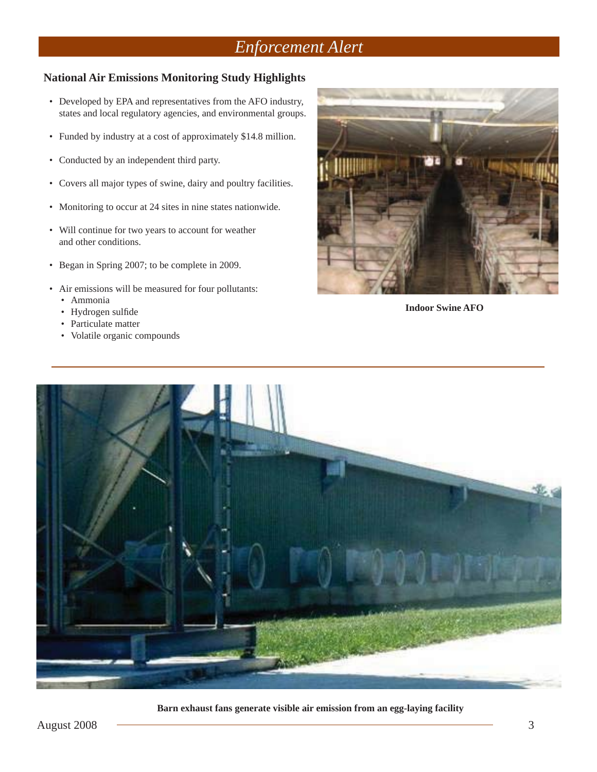# Enforcement Alert

## National Air Emissions Monitoring Study Highlights

- Developed by EPA and representatives from the AFO industry, states and local regulatory agencies, and environmental groups.
- Funded by industry at a cost of approximately $14.8 million.
- Conducted by an independent third party.
- Covers all major types of swine, dairy and poultry facilities.
- Monitoring to occur at 24 sites in nine states nationwide.
- Will continue for two years to account for weather and other conditions.
- Began in Spring 2007; to be complete in 2009.
- Air emissions will be measured for four pollutants:
  - Ammonia
  - Hydrogen sulfide
  - Particulate matter
  - Volatile organic compounds

**Indoor Swine AFO**

**Barn exhaust fans generate visible air emission from an egg-laying facility**

August 2008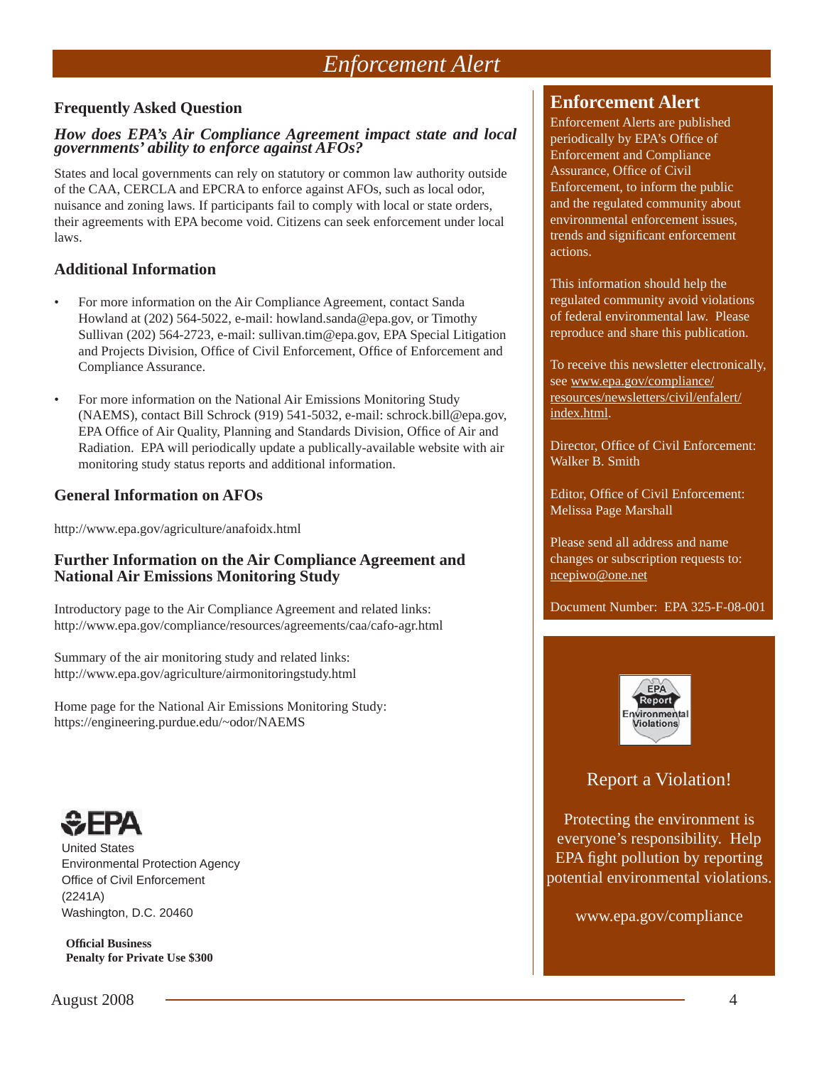# Enforcement Alert

## Frequently Asked Question

### *How does EPA's Air Compliance Agreement impact state and local governments' ability to enforce against AFOs?*

States and local governments can rely on statutory or common law authority outside of the CAA, CERCLA and EPCRA to enforce against AFOs, such as local odor, nuisance and zoning laws. If participants fail to comply with local or state orders, their agreements with EPA become void. Citizens can seek enforcement under local laws.

## Additional Information

- For more information on the Air Compliance Agreement, contact Sanda Howland at (202) 564-5022, e-mail: howland.sanda@epa.gov, or Timothy Sullivan (202) 564-2723, e-mail: sullivan.tim@epa.gov, EPA Special Litigation and Projects Division, Office of Civil Enforcement, Office of Enforcement and Compliance Assurance.
- For more information on the National Air Emissions Monitoring Study (NAEMS), contact Bill Schrock (919) 541-5032, e-mail: schrock.bill@epa.gov, EPA Office of Air Quality, Planning and Standards Division, Office of Air and Radiation. EPA will periodically update a publically-available website with air monitoring study status reports and additional information.

## General Information on AFOs

http://www.epa.gov/agriculture/anafoidx.html

## Further Information on the Air Compliance Agreement and National Air Emissions Monitoring Study

Introductory page to the Air Compliance Agreement and related links:
http://www.epa.gov/compliance/resources/agreements/caa/cafo-agr.html

Summary of the air monitoring study and related links:
http://www.epa.gov/agriculture/airmonitoringstudy.html

Home page for the National Air Emissions Monitoring Study:
https://engineering.purdue.edu/~odor/NAEMS

EPA
United States
Environmental Protection Agency
Office of Civil Enforcement
(2241A)
Washington, D.C. 20460

**Official Business**
**Penalty for Private Use $300**

## Enforcement Alert

Enforcement Alerts are published periodically by EPA's Office of Enforcement and Compliance Assurance, Office of Civil Enforcement, to inform the public and the regulated community about environmental enforcement issues, trends and significant enforcement actions.

This information should help the regulated community avoid violations of federal environmental law. Please reproduce and share this publication.

To receive this newsletter electronically, see www.epa.gov/compliance/resources/newsletters/civil/enfalert/index.html.

Director, Office of Civil Enforcement:
Walker B. Smith

Editor, Office of Civil Enforcement:
Melissa Page Marshall

Please send all address and name changes or subscription requests to:
ncepiwo@one.net

Document Number: EPA 325-F-08-001

EPA Report Environmental Violations

Report a Violation!

Protecting the environment is everyone's responsibility. Help EPA fight pollution by reporting potential environmental violations.

www.epa.gov/compliance

August 2008